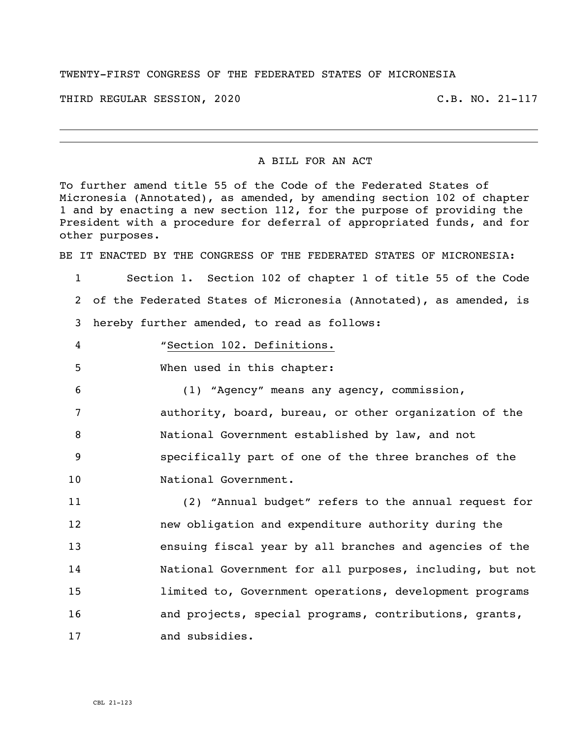TWENTY-FIRST CONGRESS OF THE FEDERATED STATES OF MICRONESIA

THIRD REGULAR SESSION, 2020 C.B. NO. 21-117

A BILL FOR AN ACT

To further amend title 55 of the Code of the Federated States of Micronesia (Annotated), as amended, by amending section 102 of chapter 1 and by enacting a new section 112, for the purpose of providing the President with a procedure for deferral of appropriated funds, and for other purposes.

BE IT ENACTED BY THE CONGRESS OF THE FEDERATED STATES OF MICRONESIA:

1 Section 1. Section 102 of chapter 1 of title 55 of the Code
2 of the Federated States of Micronesia (Annotated), as amended, is
3 hereby further amended, to read as follows:

4 "Section 102. Definitions.

5 When used in this chapter:

6 (1) "Agency" means any agency, commission,
7 authority, board, bureau, or other organization of the
8 National Government established by law, and not
9 specifically part of one of the three branches of the
10 National Government.

11 (2) "Annual budget" refers to the annual request for
12 new obligation and expenditure authority during the
13 ensuing fiscal year by all branches and agencies of the
14 National Government for all purposes, including, but not
15 limited to, Government operations, development programs
16 and projects, special programs, contributions, grants,
17 and subsidies.

CBL 21-123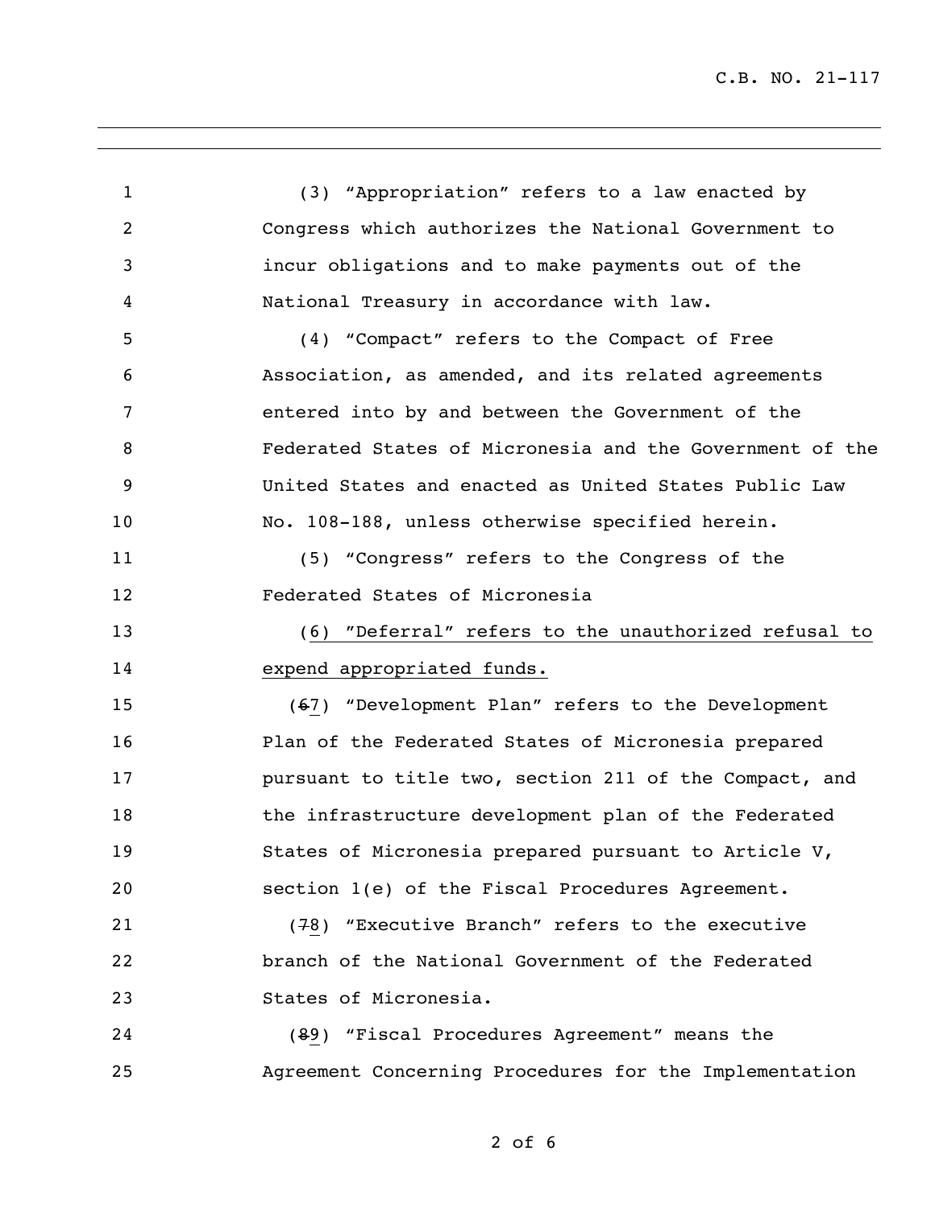(3) "Appropriation" refers to a law enacted by Congress which authorizes the National Government to incur obligations and to make payments out of the National Treasury in accordance with law.

(4) "Compact" refers to the Compact of Free Association, as amended, and its related agreements entered into by and between the Government of the Federated States of Micronesia and the Government of the United States and enacted as United States Public Law No. 108-188, unless otherwise specified herein.

(5) "Congress" refers to the Congress of the Federated States of Micronesia

<u>(6) "Deferral" refers to the unauthorized refusal to expend appropriated funds.</u>

(~~6~~<u>7</u>) "Development Plan" refers to the Development Plan of the Federated States of Micronesia prepared pursuant to title two, section 211 of the Compact, and the infrastructure development plan of the Federated States of Micronesia prepared pursuant to Article V, section 1(e) of the Fiscal Procedures Agreement.

(~~7~~<u>8</u>) "Executive Branch" refers to the executive branch of the National Government of the Federated States of Micronesia.

(~~8~~<u>9</u>) "Fiscal Procedures Agreement" means the Agreement Concerning Procedures for the Implementation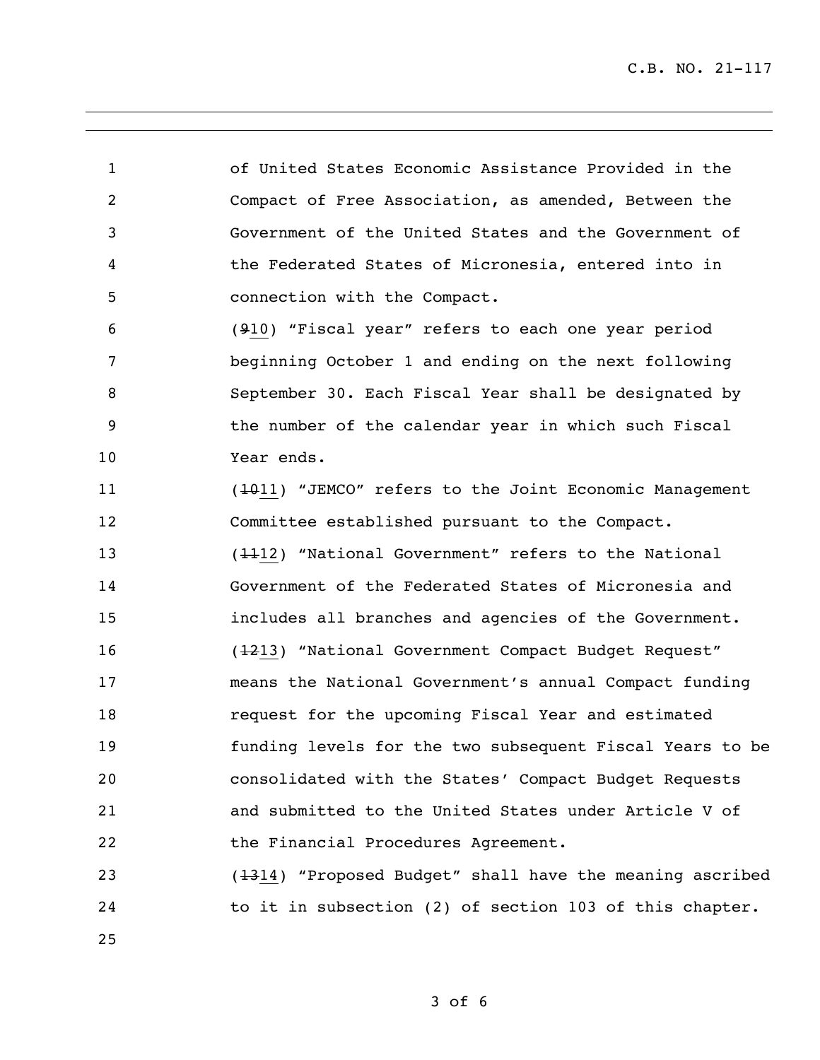of United States Economic Assistance Provided in the Compact of Free Association, as amended, Between the Government of the United States and the Government of the Federated States of Micronesia, entered into in connection with the Compact.

(~~9~~10) "Fiscal year" refers to each one year period beginning October 1 and ending on the next following September 30. Each Fiscal Year shall be designated by the number of the calendar year in which such Fiscal Year ends.

(~~10~~11) "JEMCO" refers to the Joint Economic Management Committee established pursuant to the Compact.

(~~11~~12) "National Government" refers to the National Government of the Federated States of Micronesia and includes all branches and agencies of the Government.

(~~12~~13) "National Government Compact Budget Request" means the National Government's annual Compact funding request for the upcoming Fiscal Year and estimated funding levels for the two subsequent Fiscal Years to be consolidated with the States' Compact Budget Requests and submitted to the United States under Article V of the Financial Procedures Agreement.

(~~13~~14) "Proposed Budget" shall have the meaning ascribed to it in subsection (2) of section 103 of this chapter.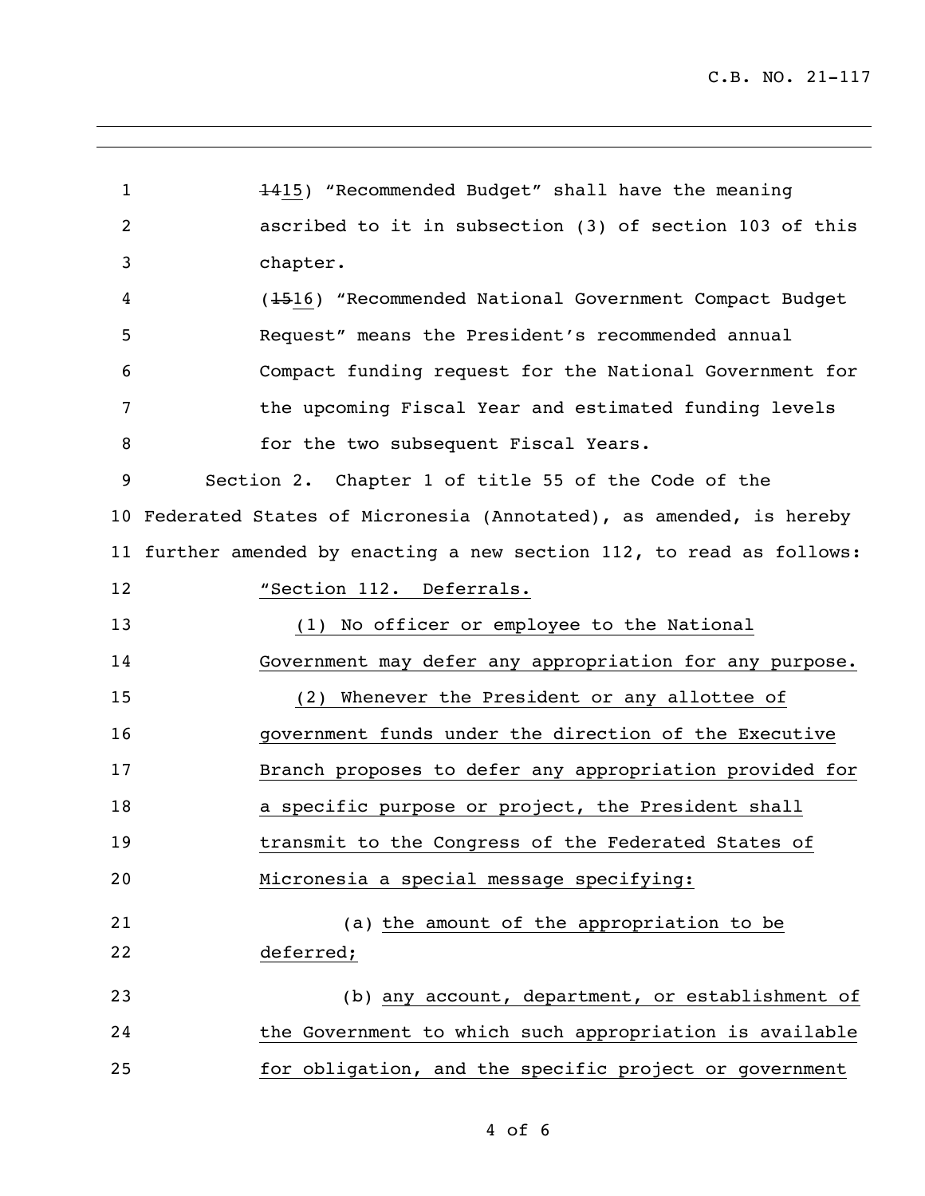~~14~~15) "Recommended Budget" shall have the meaning ascribed to it in subsection (3) of section 103 of this chapter.

(~~15~~16) "Recommended National Government Compact Budget Request" means the President's recommended annual Compact funding request for the National Government for the upcoming Fiscal Year and estimated funding levels for the two subsequent Fiscal Years.

Section 2. Chapter 1 of title 55 of the Code of the Federated States of Micronesia (Annotated), as amended, is hereby further amended by enacting a new section 112, to read as follows:

"Section 112. Deferrals.

(1) No officer or employee to the National Government may defer any appropriation for any purpose.

(2) Whenever the President or any allottee of government funds under the direction of the Executive Branch proposes to defer any appropriation provided for a specific purpose or project, the President shall transmit to the Congress of the Federated States of Micronesia a special message specifying:

(a) the amount of the appropriation to be deferred;

(b) any account, department, or establishment of the Government to which such appropriation is available for obligation, and the specific project or government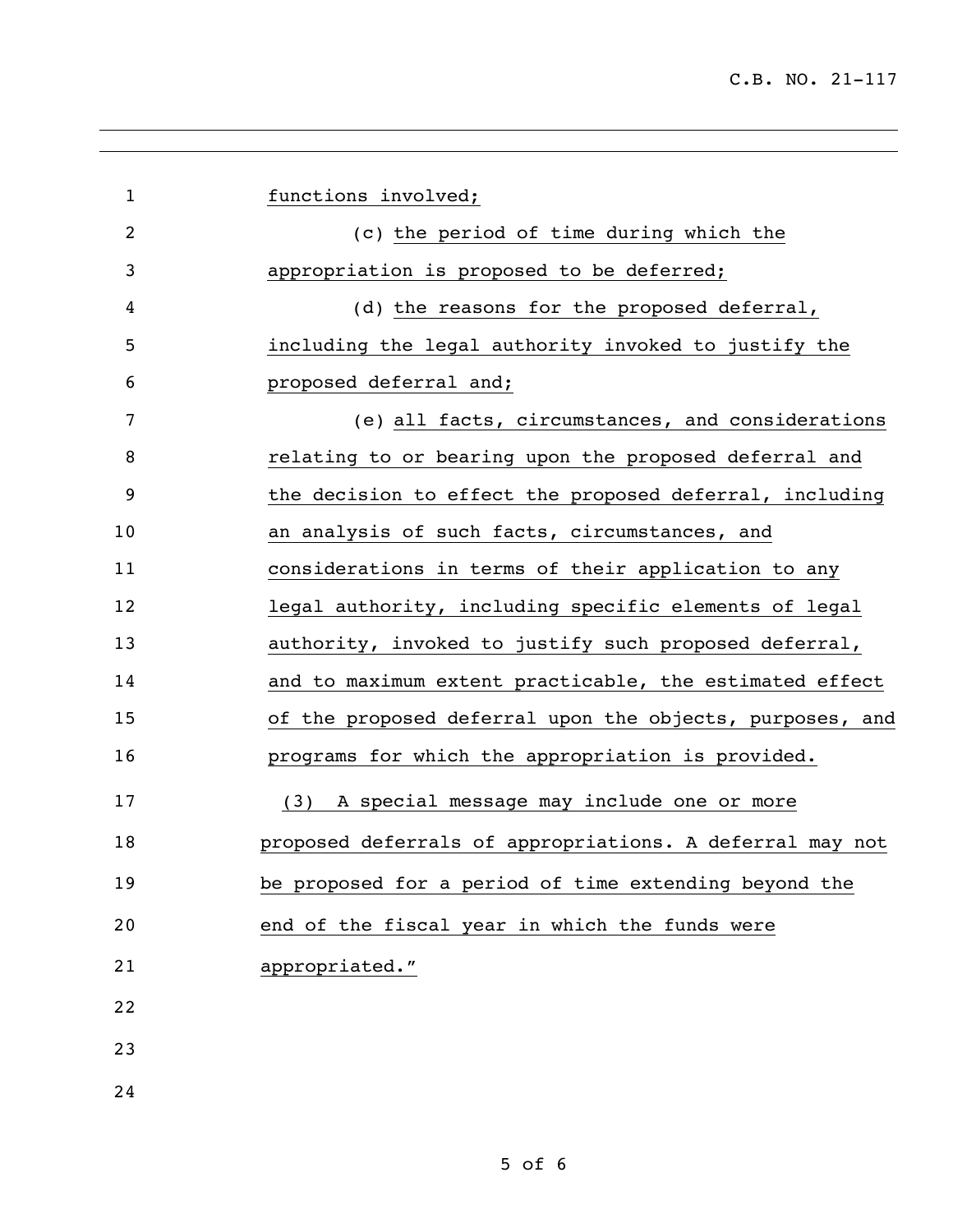functions involved;

(c) the period of time during which the appropriation is proposed to be deferred;

(d) the reasons for the proposed deferral, including the legal authority invoked to justify the proposed deferral and;

(e) all facts, circumstances, and considerations relating to or bearing upon the proposed deferral and the decision to effect the proposed deferral, including an analysis of such facts, circumstances, and considerations in terms of their application to any legal authority, including specific elements of legal authority, invoked to justify such proposed deferral, and to maximum extent practicable, the estimated effect of the proposed deferral upon the objects, purposes, and programs for which the appropriation is provided.

(3) A special message may include one or more proposed deferrals of appropriations. A deferral may not be proposed for a period of time extending beyond the end of the fiscal year in which the funds were appropriated."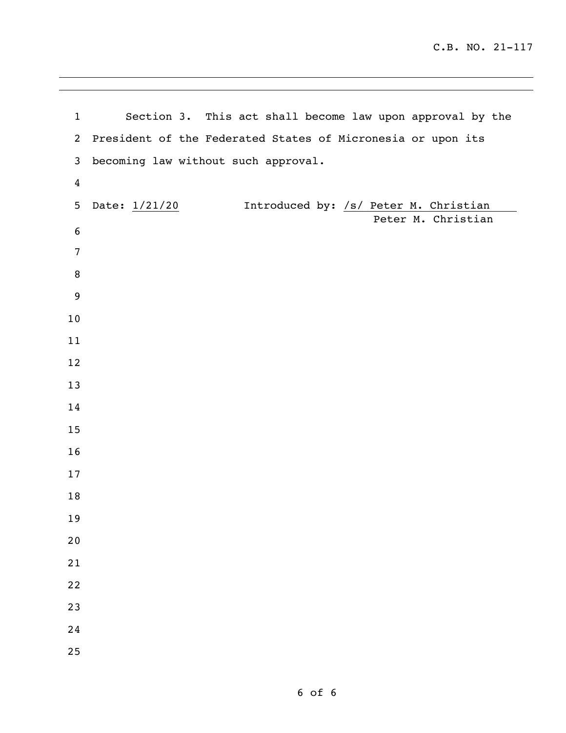Section 3. This act shall become law upon approval by the President of the Federated States of Micronesia or upon its becoming law without such approval.

Date: 1/21/20 Introduced by: /s/ Peter M. Christian

Peter M. Christian